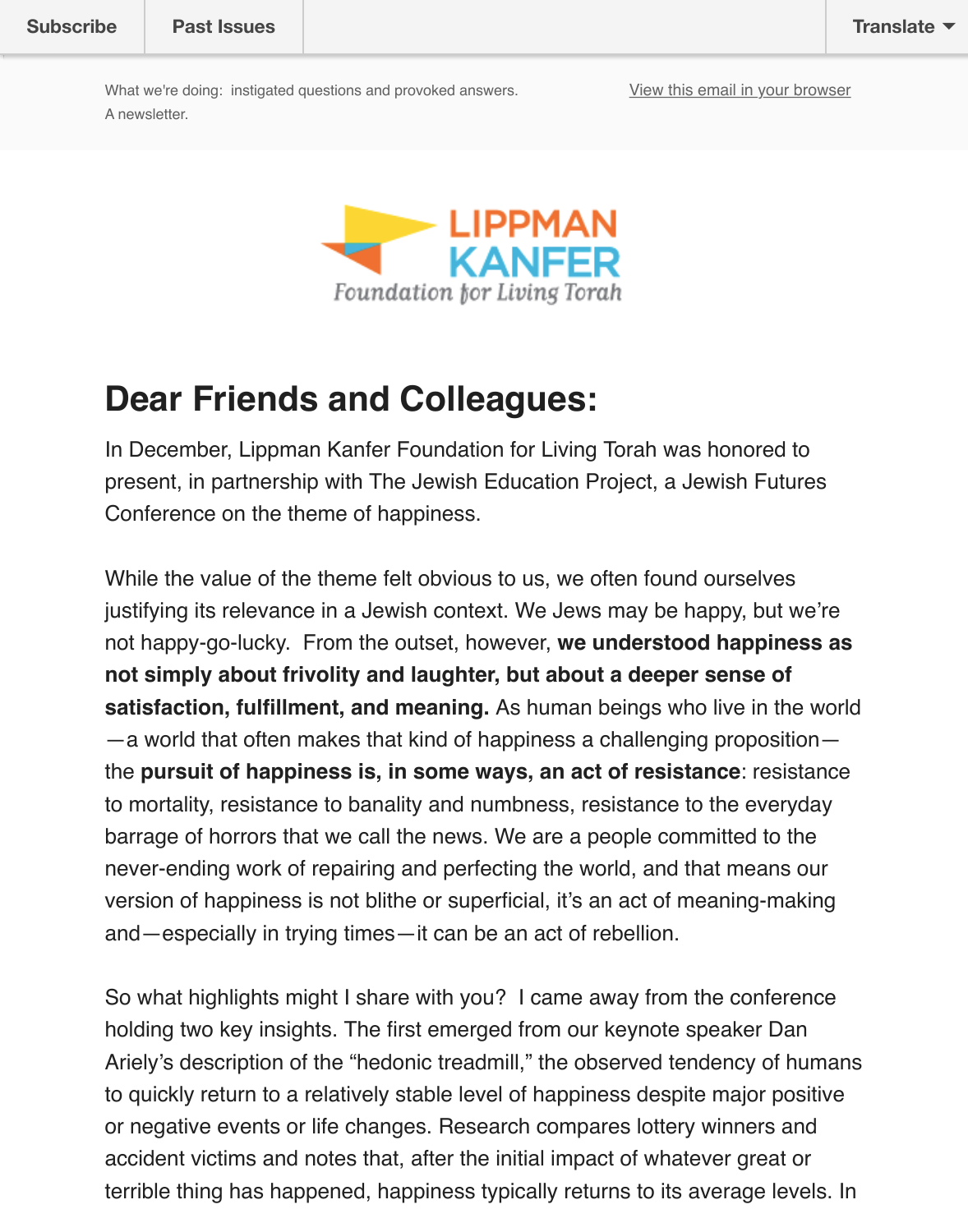Subscribe | Past Issues | Translate

What we're doing: instigated questions and provoked answers.
A newsletter.

View this email in your browser

LIPPMAN KANFER
Foundation for Living Torah

# Dear Friends and Colleagues:

In December, Lippman Kanfer Foundation for Living Torah was honored to present, in partnership with The Jewish Education Project, a Jewish Futures Conference on the theme of happiness.

While the value of the theme felt obvious to us, we often found ourselves justifying its relevance in a Jewish context. We Jews may be happy, but we're not happy-go-lucky. From the outset, however, **we understood happiness as not simply about frivolity and laughter, but about a deeper sense of satisfaction, fulfillment, and meaning.** As human beings who live in the world—a world that often makes that kind of happiness a challenging proposition—the **pursuit of happiness is, in some ways, an act of resistance**: resistance to mortality, resistance to banality and numbness, resistance to the everyday barrage of horrors that we call the news. We are a people committed to the never-ending work of repairing and perfecting the world, and that means our version of happiness is not blithe or superficial, it's an act of meaning-making and—especially in trying times—it can be an act of rebellion.

So what highlights might I share with you? I came away from the conference holding two key insights. The first emerged from our keynote speaker Dan Ariely's description of the "hedonic treadmill," the observed tendency of humans to quickly return to a relatively stable level of happiness despite major positive or negative events or life changes. Research compares lottery winners and accident victims and notes that, after the initial impact of whatever great or terrible thing has happened, happiness typically returns to its average levels. In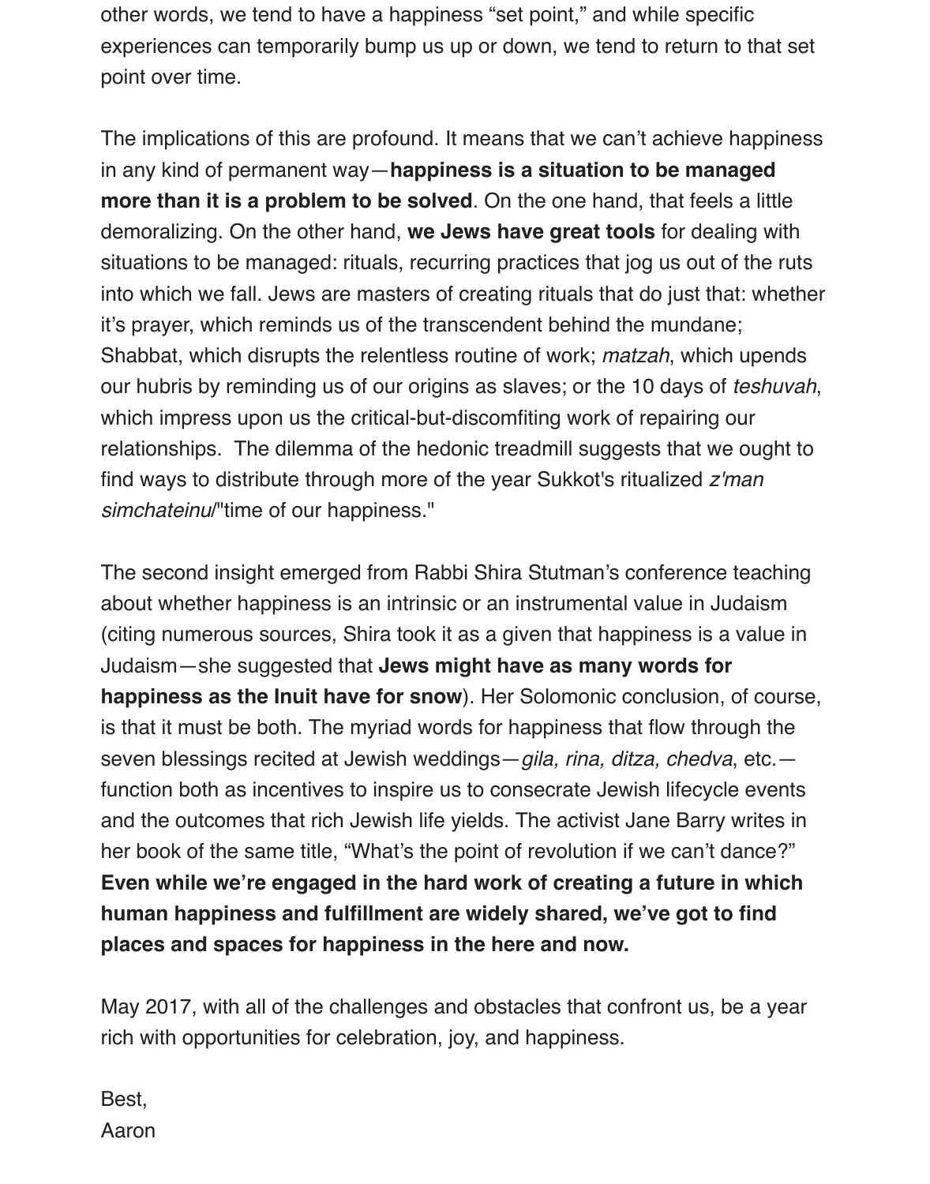other words, we tend to have a happiness "set point," and while specific experiences can temporarily bump us up or down, we tend to return to that set point over time.

The implications of this are profound. It means that we can't achieve happiness in any kind of permanent way—**happiness is a situation to be managed more than it is a problem to be solved**. On the one hand, that feels a little demoralizing. On the other hand, **we Jews have great tools** for dealing with situations to be managed: rituals, recurring practices that jog us out of the ruts into which we fall. Jews are masters of creating rituals that do just that: whether it's prayer, which reminds us of the transcendent behind the mundane; Shabbat, which disrupts the relentless routine of work; *matzah*, which upends our hubris by reminding us of our origins as slaves; or the 10 days of *teshuvah*, which impress upon us the critical-but-discomfiting work of repairing our relationships. The dilemma of the hedonic treadmill suggests that we ought to find ways to distribute through more of the year Sukkot's ritualized *z'man simchateinu*/"time of our happiness."

The second insight emerged from Rabbi Shira Stutman's conference teaching about whether happiness is an intrinsic or an instrumental value in Judaism (citing numerous sources, Shira took it as a given that happiness is a value in Judaism—she suggested that **Jews might have as many words for happiness as the Inuit have for snow**). Her Solomonic conclusion, of course, is that it must be both. The myriad words for happiness that flow through the seven blessings recited at Jewish weddings—*gila, rina, ditza, chedva*, etc.—function both as incentives to inspire us to consecrate Jewish lifecycle events and the outcomes that rich Jewish life yields. The activist Jane Barry writes in her book of the same title, "What's the point of revolution if we can't dance?" **Even while we're engaged in the hard work of creating a future in which human happiness and fulfillment are widely shared, we've got to find places and spaces for happiness in the here and now.**

May 2017, with all of the challenges and obstacles that confront us, be a year rich with opportunities for celebration, joy, and happiness.

Best,
Aaron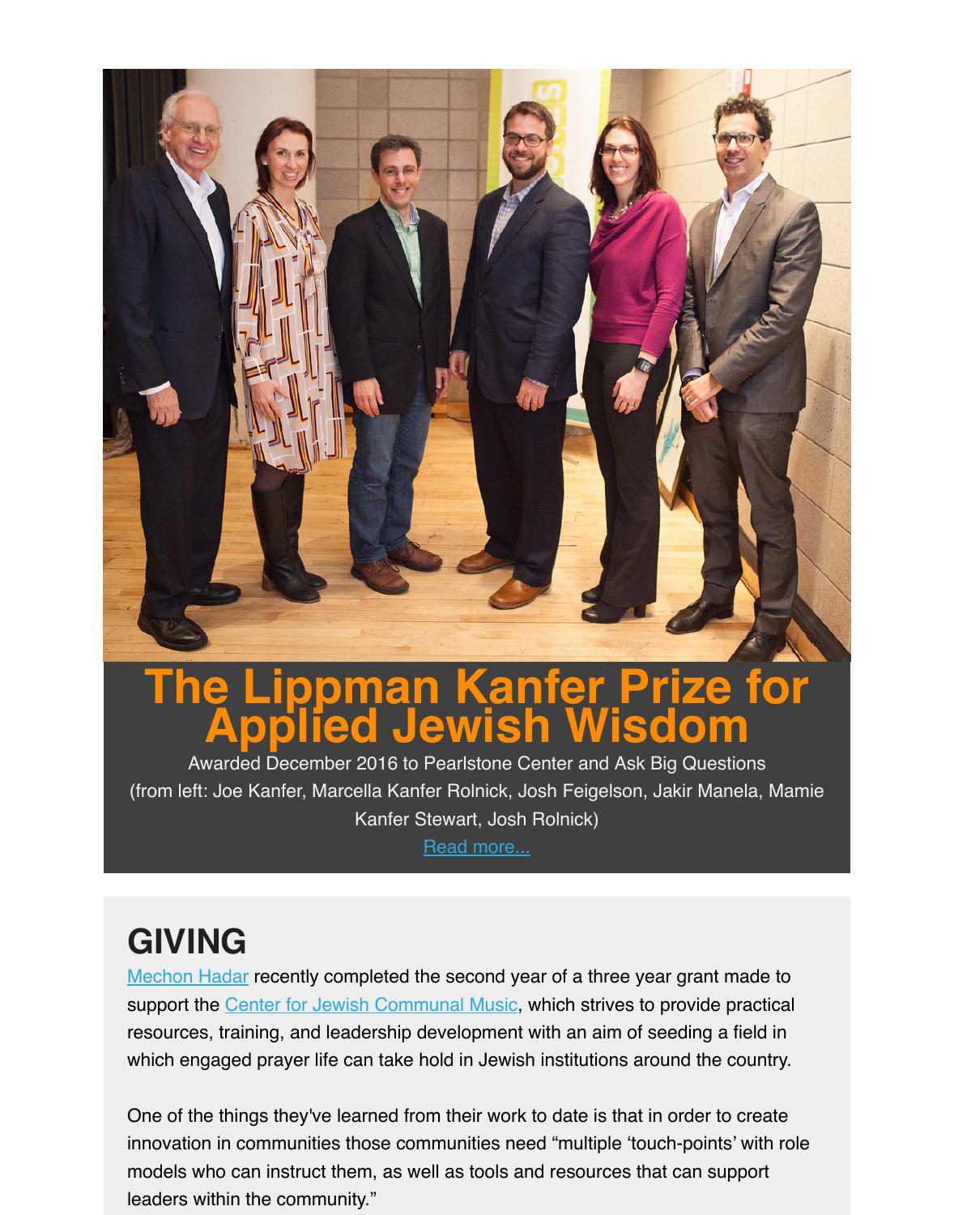# The Lippman Kanfer Prize for Applied Jewish Wisdom

Awarded December 2016 to Pearlstone Center and Ask Big Questions (from left: Joe Kanfer, Marcella Kanfer Rolnick, Josh Feigelson, Jakir Manela, Mamie Kanfer Stewart, Josh Rolnick)

Read more...

## GIVING

Mechon Hadar recently completed the second year of a three year grant made to support the Center for Jewish Communal Music, which strives to provide practical resources, training, and leadership development with an aim of seeding a field in which engaged prayer life can take hold in Jewish institutions around the country.

One of the things they've learned from their work to date is that in order to create innovation in communities those communities need "multiple 'touch-points' with role models who can instruct them, as well as tools and resources that can support leaders within the community."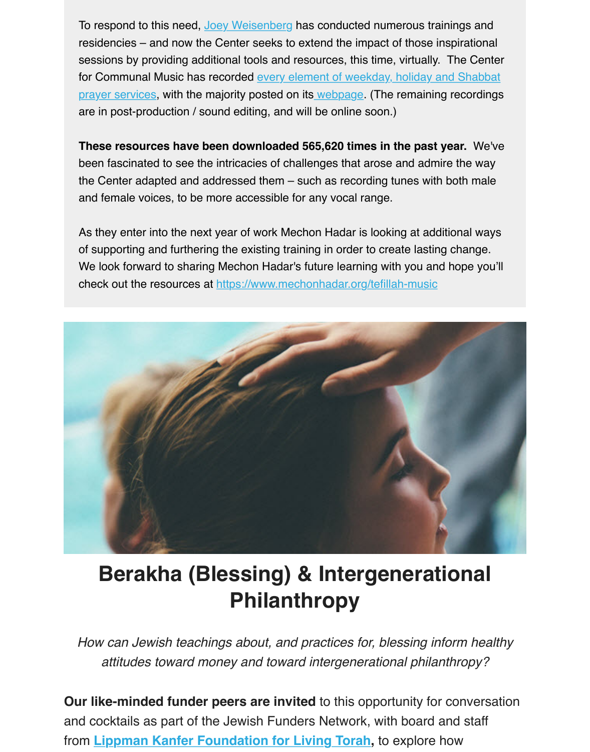To respond to this need, [Joey Weisenberg] has conducted numerous trainings and residencies – and now the Center seeks to extend the impact of those inspirational sessions by providing additional tools and resources, this time, virtually. The Center for Communal Music has recorded [every element of weekday, holiday and Shabbat prayer services], with the majority posted on its [webpage]. (The remaining recordings are in post-production / sound editing, and will be online soon.)

**These resources have been downloaded 565,620 times in the past year.** We've been fascinated to see the intricacies of challenges that arose and admire the way the Center adapted and addressed them – such as recording tunes with both male and female voices, to be more accessible for any vocal range.

As they enter into the next year of work Mechon Hadar is looking at additional ways of supporting and furthering the existing training in order to create lasting change. We look forward to sharing Mechon Hadar's future learning with you and hope you'll check out the resources at https://www.mechonhadar.org/tefillah-music

# Berakha (Blessing) & Intergenerational Philanthropy

*How can Jewish teachings about, and practices for, blessing inform healthy attitudes toward money and toward intergenerational philanthropy?*

**Our like-minded funder peers are invited** to this opportunity for conversation and cocktails as part of the Jewish Funders Network, with board and staff from **Lippman Kanfer Foundation for Living Torah,** to explore how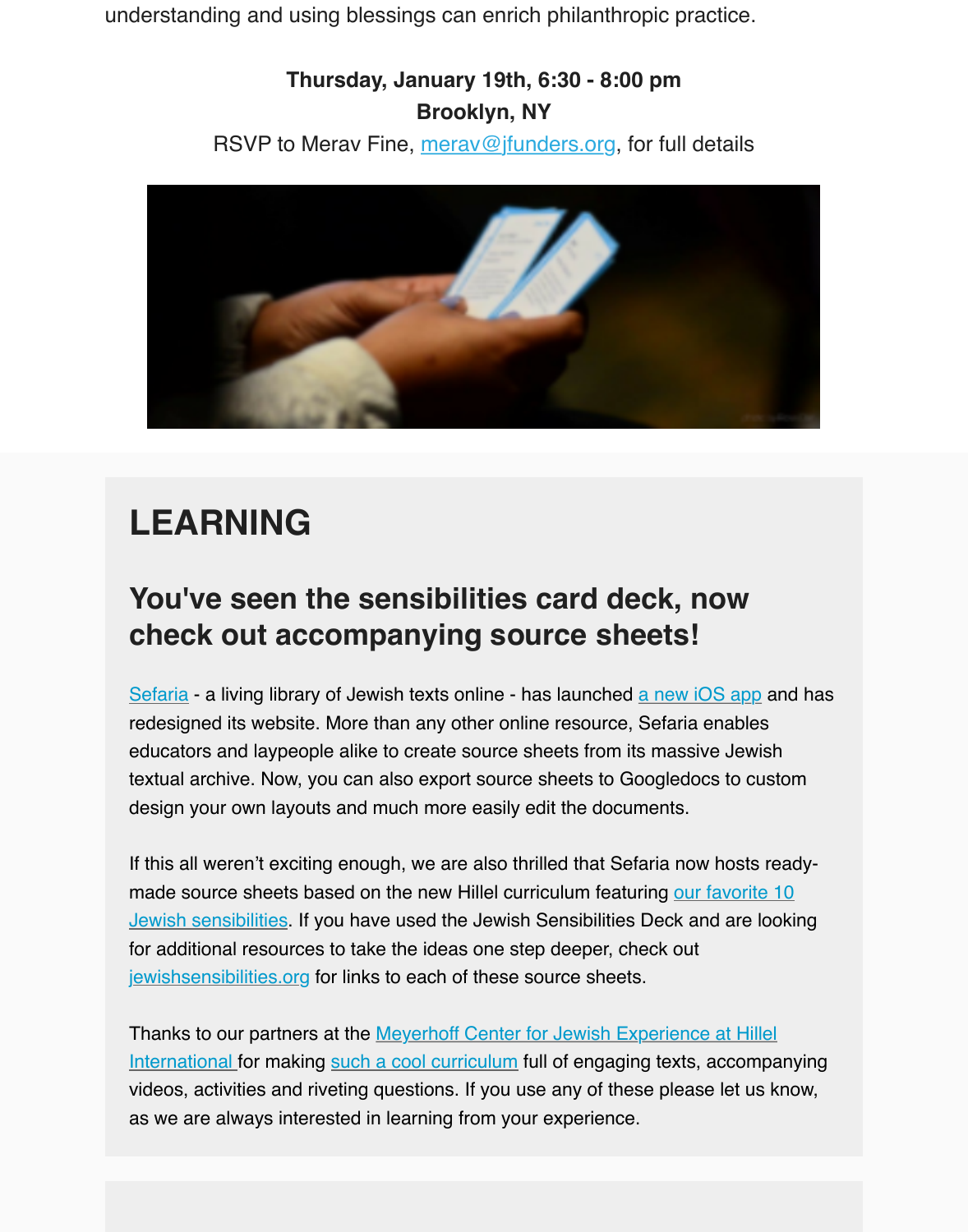understanding and using blessings can enrich philanthropic practice.

**Thursday, January 19th, 6:30 - 8:00 pm**
**Brooklyn, NY**
RSVP to Merav Fine, merav@jfunders.org, for full details

# LEARNING

## You've seen the sensibilities card deck, now check out accompanying source sheets!

Sefaria - a living library of Jewish texts online - has launched a new iOS app and has redesigned its website. More than any other online resource, Sefaria enables educators and laypeople alike to create source sheets from its massive Jewish textual archive. Now, you can also export source sheets to Googledocs to custom design your own layouts and much more easily edit the documents.

If this all weren't exciting enough, we are also thrilled that Sefaria now hosts ready-made source sheets based on the new Hillel curriculum featuring our favorite 10 Jewish sensibilities. If you have used the Jewish Sensibilities Deck and are looking for additional resources to take the ideas one step deeper, check out jewishsensibilities.org for links to each of these source sheets.

Thanks to our partners at the Meyerhoff Center for Jewish Experience at Hillel International for making such a cool curriculum full of engaging texts, accompanying videos, activities and riveting questions. If you use any of these please let us know, as we are always interested in learning from your experience.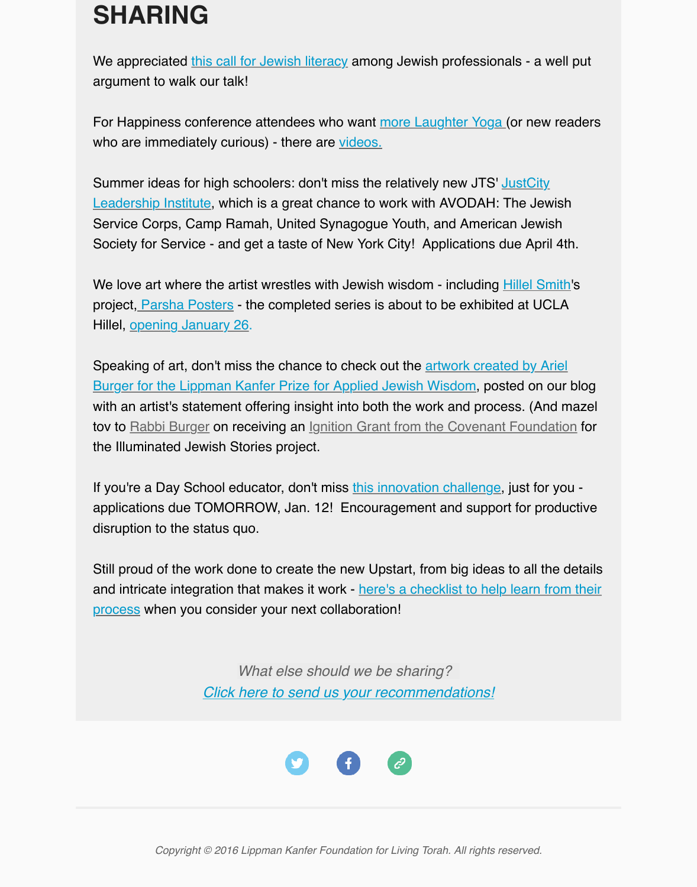# SHARING

We appreciated this call for Jewish literacy among Jewish professionals - a well put argument to walk our talk!

For Happiness conference attendees who want more Laughter Yoga (or new readers who are immediately curious) - there are videos.

Summer ideas for high schoolers: don't miss the relatively new JTS' JustCity Leadership Institute, which is a great chance to work with AVODAH: The Jewish Service Corps, Camp Ramah, United Synagogue Youth, and American Jewish Society for Service - and get a taste of New York City!  Applications due April 4th.

We love art where the artist wrestles with Jewish wisdom - including Hillel Smith's project, Parsha Posters - the completed series is about to be exhibited at UCLA Hillel, opening January 26.

Speaking of art, don't miss the chance to check out the artwork created by Ariel Burger for the Lippman Kanfer Prize for Applied Jewish Wisdom, posted on our blog with an artist's statement offering insight into both the work and process. (And mazel tov to Rabbi Burger on receiving an Ignition Grant from the Covenant Foundation for the Illuminated Jewish Stories project.

If you're a Day School educator, don't miss this innovation challenge, just for you - applications due TOMORROW, Jan. 12!  Encouragement and support for productive disruption to the status quo.

Still proud of the work done to create the new Upstart, from big ideas to all the details and intricate integration that makes it work - here's a checklist to help learn from their process when you consider your next collaboration!

*What else should we be sharing?*
*Click here to send us your recommendations!*

*Copyright © 2016 Lippman Kanfer Foundation for Living Torah. All rights reserved.*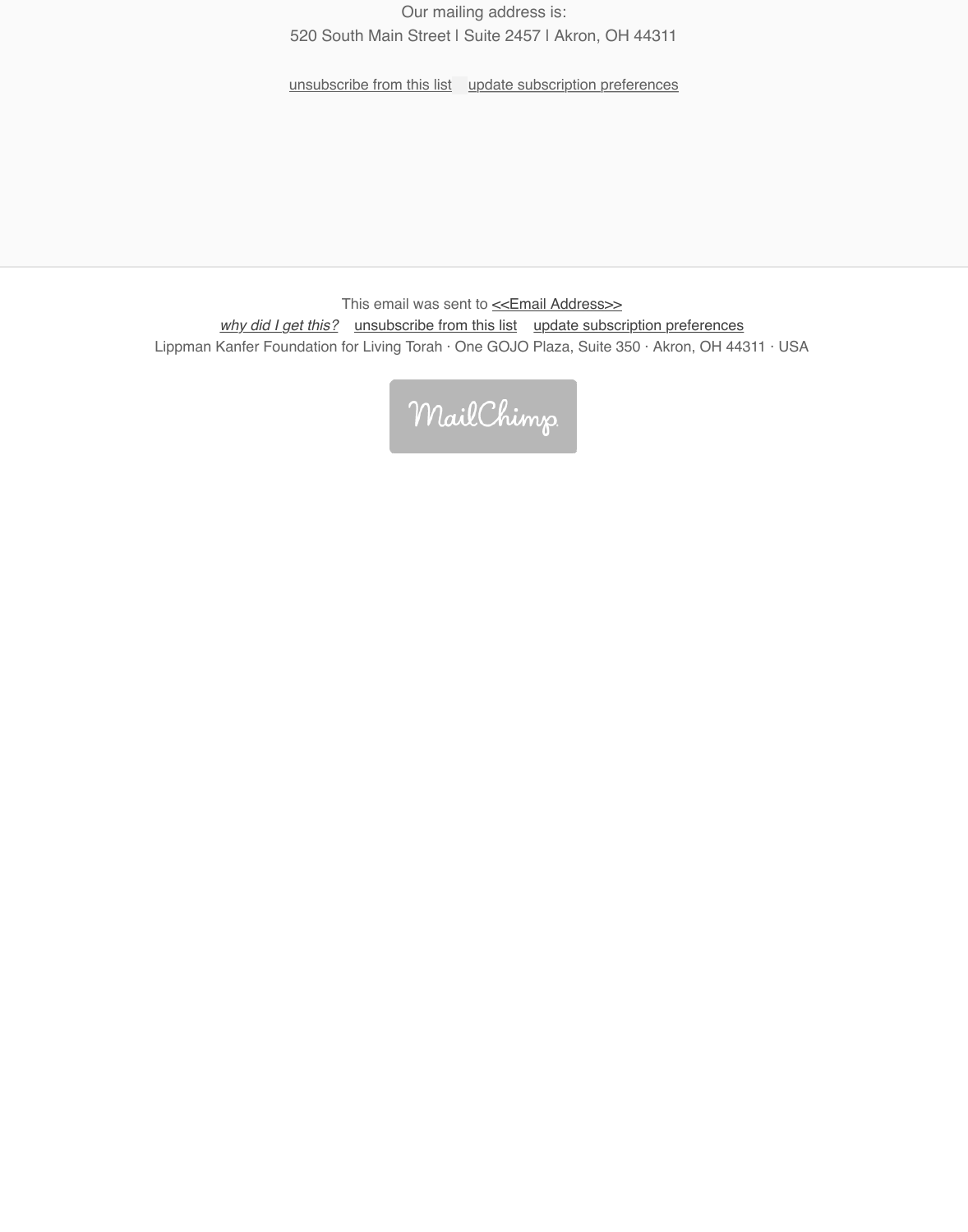Our mailing address is:
520 South Main Street | Suite 2457 | Akron, OH 44311

unsubscribe from this list update subscription preferences

---

This email was sent to <<Email Address>>
*why did I get this?* unsubscribe from this list update subscription preferences
Lippman Kanfer Foundation for Living Torah · One GOJO Plaza, Suite 350 · Akron, OH 44311 · USA

MailChimp